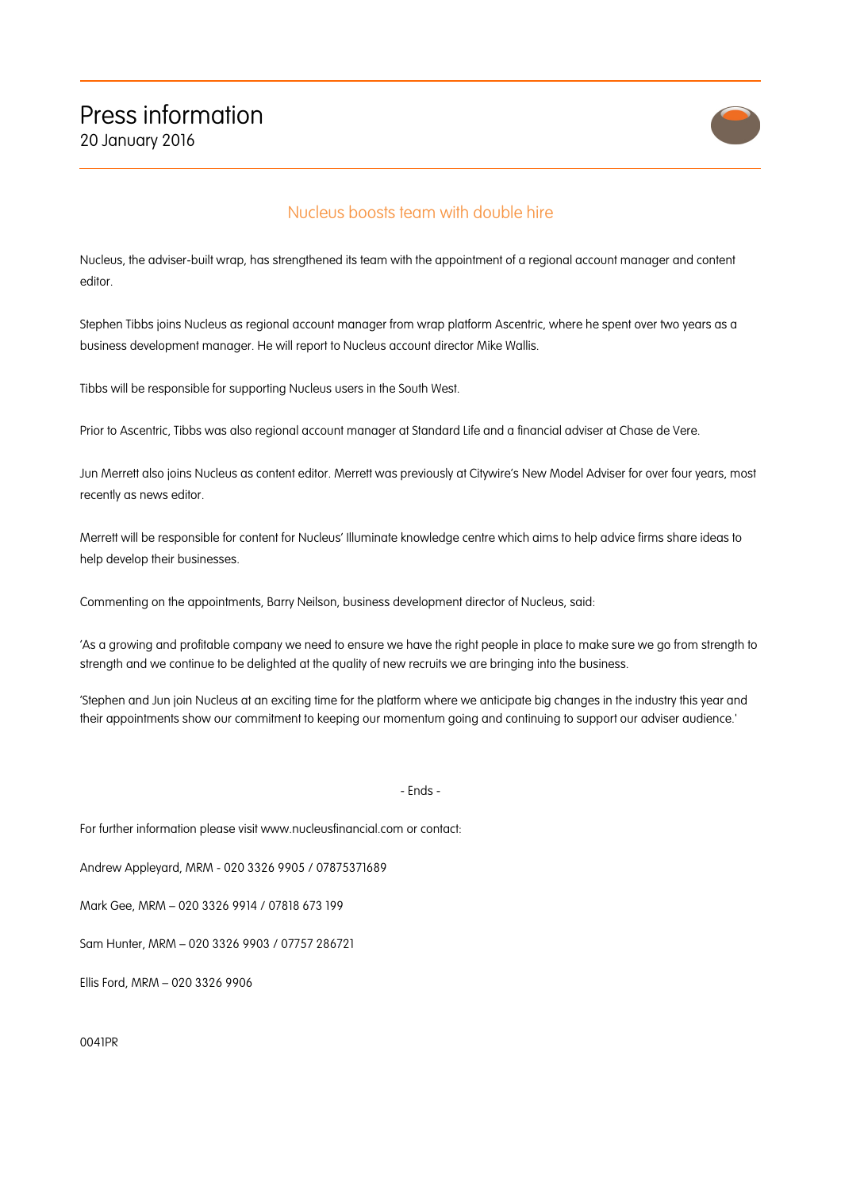# Press information

20 January 2016

## Nucleus boosts team with double hire

Nucleus, the adviser-built wrap, has strengthened its team with the appointment of a regional account manager and content editor.

Stephen Tibbs joins Nucleus as regional account manager from wrap platform Ascentric, where he spent over two years as a business development manager. He will report to Nucleus account director Mike Wallis.

Tibbs will be responsible for supporting Nucleus users in the South West.

Prior to Ascentric, Tibbs was also regional account manager at Standard Life and a financial adviser at Chase de Vere.

Jun Merrett also joins Nucleus as content editor. Merrett was previously at Citywire's New Model Adviser for over four years, most recently as news editor.

Merrett will be responsible for content for Nucleus' Illuminate knowledge centre which aims to help advice firms share ideas to help develop their businesses.

Commenting on the appointments, Barry Neilson, business development director of Nucleus, said:

'As a growing and profitable company we need to ensure we have the right people in place to make sure we go from strength to strength and we continue to be delighted at the quality of new recruits we are bringing into the business.

'Stephen and Jun join Nucleus at an exciting time for the platform where we anticipate big changes in the industry this year and their appointments show our commitment to keeping our momentum going and continuing to support our adviser audience.'

- Ends -

For further information please visit www.nucleusfinancial.com or contact:

Andrew Appleyard, MRM - 020 3326 9905 / 07875371689

Mark Gee, MRM – 020 3326 9914 / 07818 673 199

Sam Hunter, MRM – 020 3326 9903 / 07757 286721

Ellis Ford, MRM – 020 3326 9906

0041PR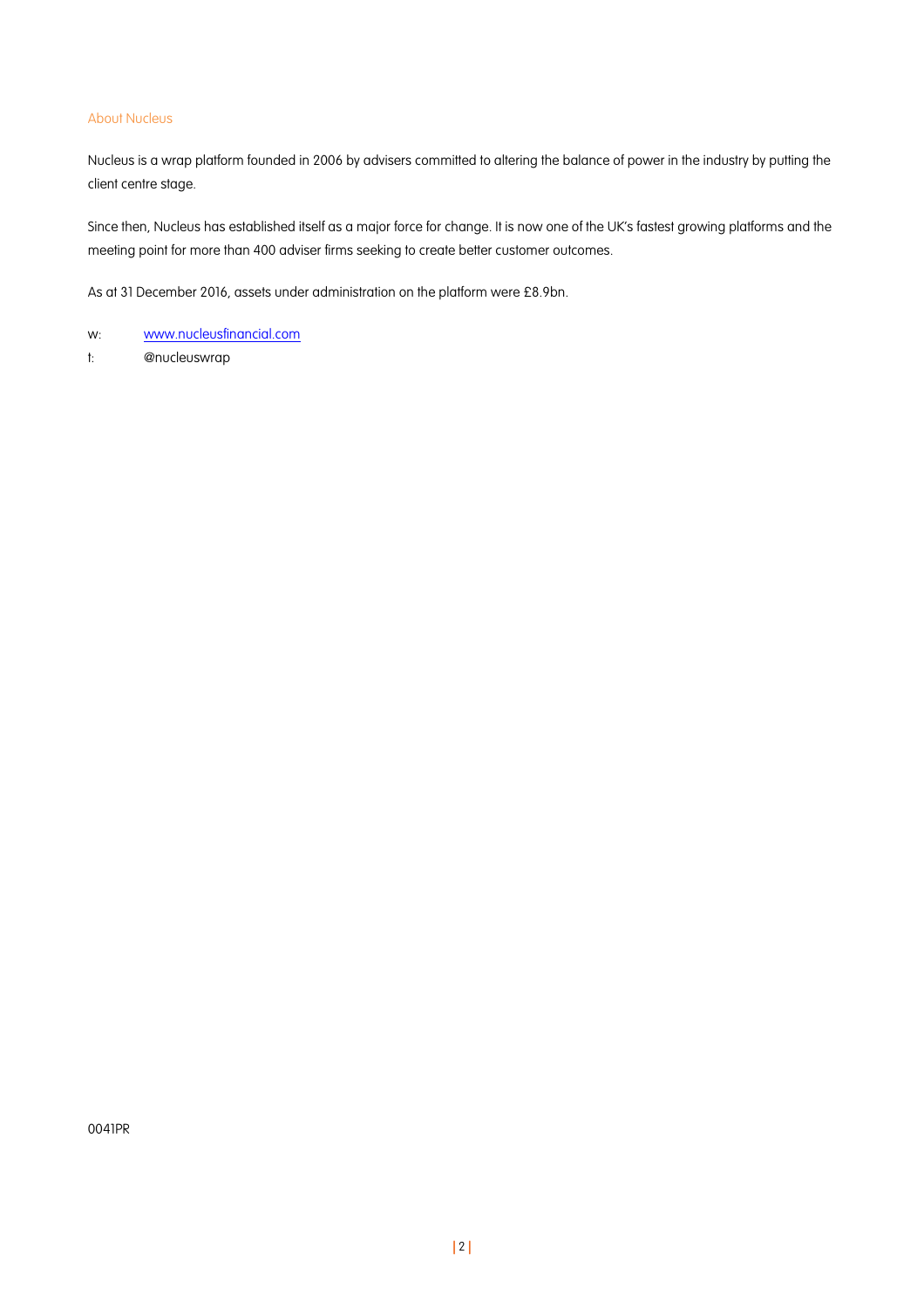## About Nucleus

Nucleus is a wrap platform founded in 2006 by advisers committed to altering the balance of power in the industry by putting the client centre stage.

Since then, Nucleus has established itself as a major force for change. It is now one of the UK's fastest growing platforms and the meeting point for more than 400 adviser firms seeking to create better customer outcomes.

As at 31 December 2016, assets under administration on the platform were £8.9bn.

w: www.nucleusfinancial.com
t: @nucleuswrap

0041PR